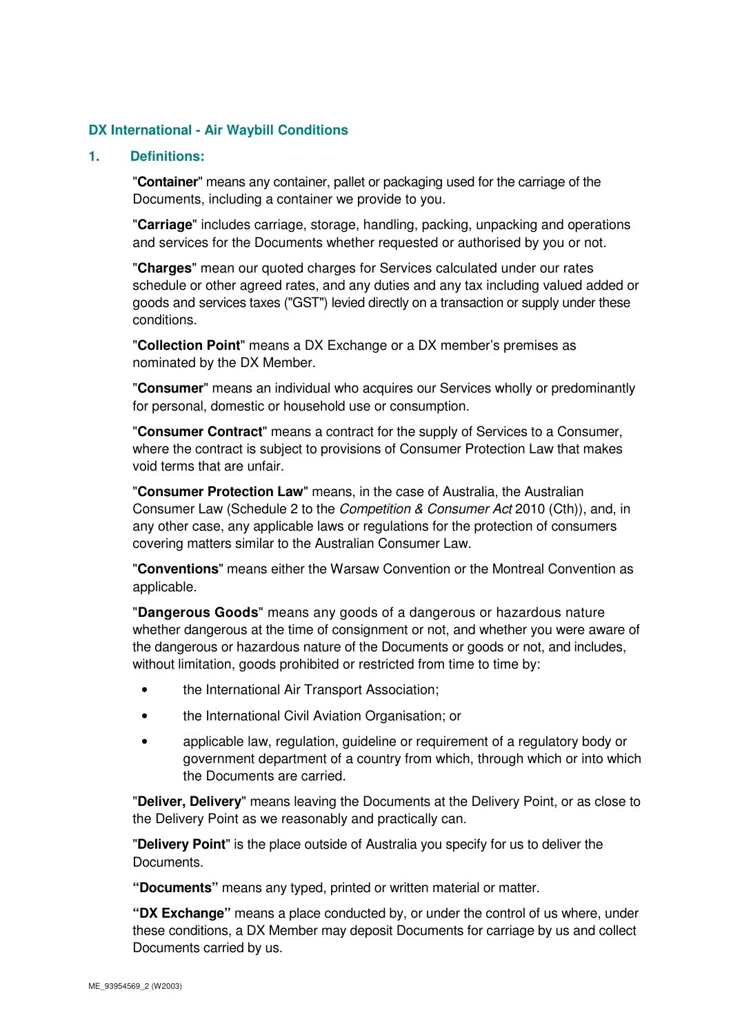# DX International - Air Waybill Conditions

## 1. Definitions:

"**Container**" means any container, pallet or packaging used for the carriage of the Documents, including a container we provide to you.

"**Carriage**" includes carriage, storage, handling, packing, unpacking and operations and services for the Documents whether requested or authorised by you or not.

"**Charges**" mean our quoted charges for Services calculated under our rates schedule or other agreed rates, and any duties and any tax including valued added or goods and services taxes ("GST") levied directly on a transaction or supply under these conditions.

"**Collection Point**" means a DX Exchange or a DX member's premises as nominated by the DX Member.

"**Consumer**" means an individual who acquires our Services wholly or predominantly for personal, domestic or household use or consumption.

"**Consumer Contract**" means a contract for the supply of Services to a Consumer, where the contract is subject to provisions of Consumer Protection Law that makes void terms that are unfair.

"**Consumer Protection Law**" means, in the case of Australia, the Australian Consumer Law (Schedule 2 to the *Competition & Consumer Act* 2010 (Cth)), and, in any other case, any applicable laws or regulations for the protection of consumers covering matters similar to the Australian Consumer Law.

"**Conventions**" means either the Warsaw Convention or the Montreal Convention as applicable.

"**Dangerous Goods**" means any goods of a dangerous or hazardous nature whether dangerous at the time of consignment or not, and whether you were aware of the dangerous or hazardous nature of the Documents or goods or not, and includes, without limitation, goods prohibited or restricted from time to time by:

- the International Air Transport Association;
- the International Civil Aviation Organisation; or
- applicable law, regulation, guideline or requirement of a regulatory body or government department of a country from which, through which or into which the Documents are carried.

"**Deliver, Delivery**" means leaving the Documents at the Delivery Point, or as close to the Delivery Point as we reasonably and practically can.

"**Delivery Point**" is the place outside of Australia you specify for us to deliver the Documents.

**"Documents"** means any typed, printed or written material or matter.

**"DX Exchange"** means a place conducted by, or under the control of us where, under these conditions, a DX Member may deposit Documents for carriage by us and collect Documents carried by us.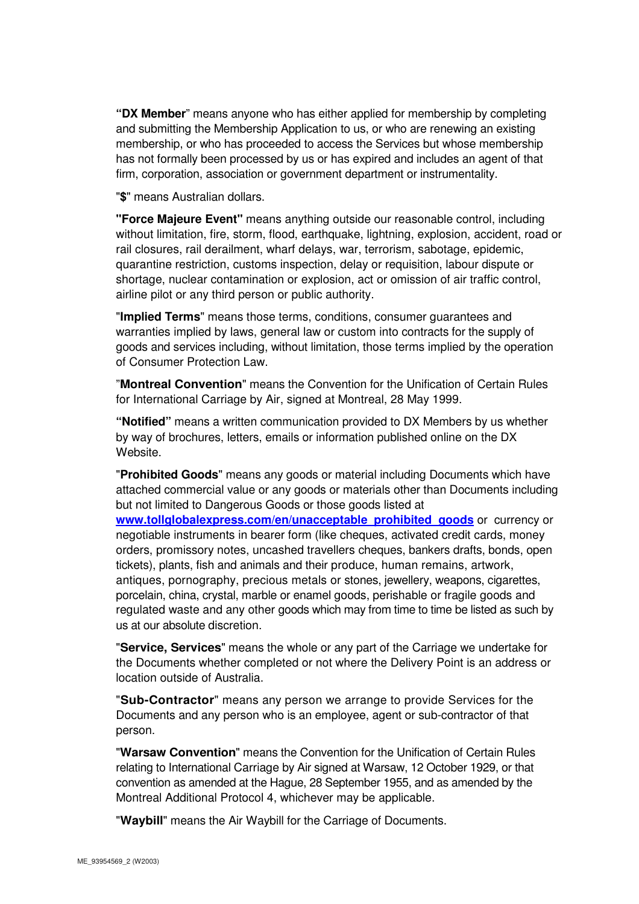"**DX Member**" means anyone who has either applied for membership by completing and submitting the Membership Application to us, or who are renewing an existing membership, or who has proceeded to access the Services but whose membership has not formally been processed by us or has expired and includes an agent of that firm, corporation, association or government department or instrumentality.

"**$**" means Australian dollars.

"**Force Majeure Event**" means anything outside our reasonable control, including without limitation, fire, storm, flood, earthquake, lightning, explosion, accident, road or rail closures, rail derailment, wharf delays, war, terrorism, sabotage, epidemic, quarantine restriction, customs inspection, delay or requisition, labour dispute or shortage, nuclear contamination or explosion, act or omission of air traffic control, airline pilot or any third person or public authority.

"**Implied Terms**" means those terms, conditions, consumer guarantees and warranties implied by laws, general law or custom into contracts for the supply of goods and services including, without limitation, those terms implied by the operation of Consumer Protection Law.

"**Montreal Convention**" means the Convention for the Unification of Certain Rules for International Carriage by Air, signed at Montreal, 28 May 1999.

"**Notified**" means a written communication provided to DX Members by us whether by way of brochures, letters, emails or information published online on the DX Website.

"**Prohibited Goods**" means any goods or material including Documents which have attached commercial value or any goods or materials other than Documents including but not limited to Dangerous Goods or those goods listed at **www.tollglobalexpress.com/en/unacceptable_prohibited_goods** or currency or negotiable instruments in bearer form (like cheques, activated credit cards, money orders, promissory notes, uncashed travellers cheques, bankers drafts, bonds, open tickets), plants, fish and animals and their produce, human remains, artwork, antiques, pornography, precious metals or stones, jewellery, weapons, cigarettes, porcelain, china, crystal, marble or enamel goods, perishable or fragile goods and regulated waste and any other goods which may from time to time be listed as such by us at our absolute discretion.

"**Service, Services**" means the whole or any part of the Carriage we undertake for the Documents whether completed or not where the Delivery Point is an address or location outside of Australia.

"**Sub-Contractor**" means any person we arrange to provide Services for the Documents and any person who is an employee, agent or sub-contractor of that person.

"**Warsaw Convention**" means the Convention for the Unification of Certain Rules relating to International Carriage by Air signed at Warsaw, 12 October 1929, or that convention as amended at the Hague, 28 September 1955, and as amended by the Montreal Additional Protocol 4, whichever may be applicable.

"**Waybill**" means the Air Waybill for the Carriage of Documents.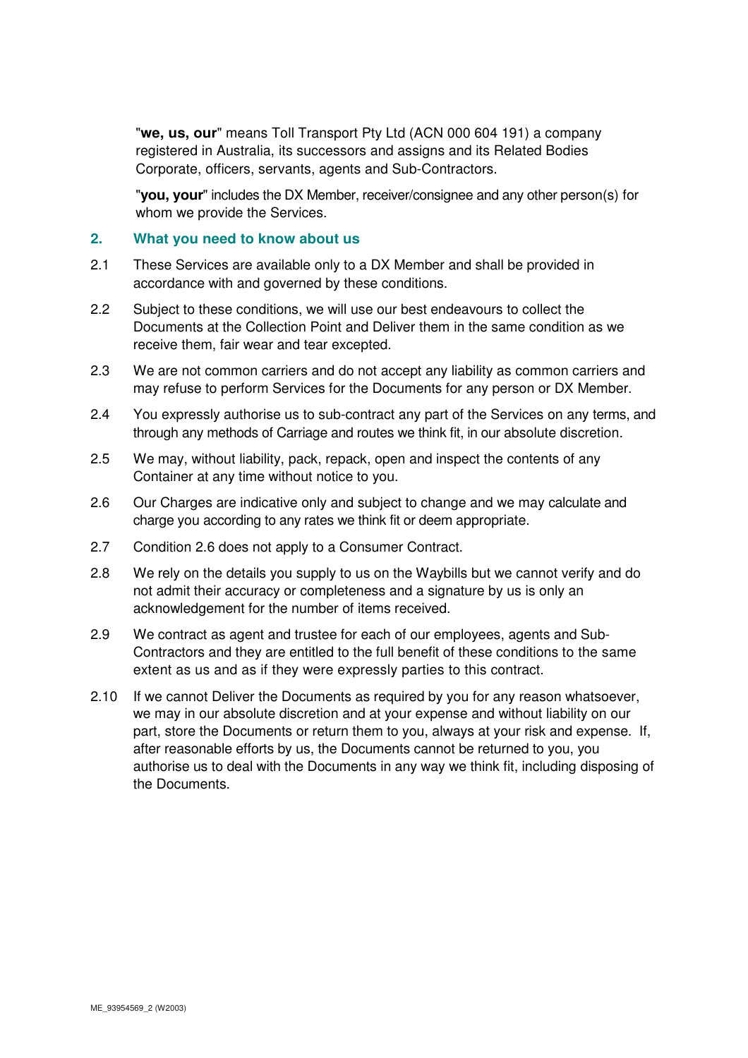"**we, us, our**" means Toll Transport Pty Ltd (ACN 000 604 191) a company registered in Australia, its successors and assigns and its Related Bodies Corporate, officers, servants, agents and Sub-Contractors.

"**you, your**" includes the DX Member, receiver/consignee and any other person(s) for whom we provide the Services.

## 2. What you need to know about us

2.1 These Services are available only to a DX Member and shall be provided in accordance with and governed by these conditions.

2.2 Subject to these conditions, we will use our best endeavours to collect the Documents at the Collection Point and Deliver them in the same condition as we receive them, fair wear and tear excepted.

2.3 We are not common carriers and do not accept any liability as common carriers and may refuse to perform Services for the Documents for any person or DX Member.

2.4 You expressly authorise us to sub-contract any part of the Services on any terms, and through any methods of Carriage and routes we think fit, in our absolute discretion.

2.5 We may, without liability, pack, repack, open and inspect the contents of any Container at any time without notice to you.

2.6 Our Charges are indicative only and subject to change and we may calculate and charge you according to any rates we think fit or deem appropriate.

2.7 Condition 2.6 does not apply to a Consumer Contract.

2.8 We rely on the details you supply to us on the Waybills but we cannot verify and do not admit their accuracy or completeness and a signature by us is only an acknowledgement for the number of items received.

2.9 We contract as agent and trustee for each of our employees, agents and Sub-Contractors and they are entitled to the full benefit of these conditions to the same extent as us and as if they were expressly parties to this contract.

2.10 If we cannot Deliver the Documents as required by you for any reason whatsoever, we may in our absolute discretion and at your expense and without liability on our part, store the Documents or return them to you, always at your risk and expense. If, after reasonable efforts by us, the Documents cannot be returned to you, you authorise us to deal with the Documents in any way we think fit, including disposing of the Documents.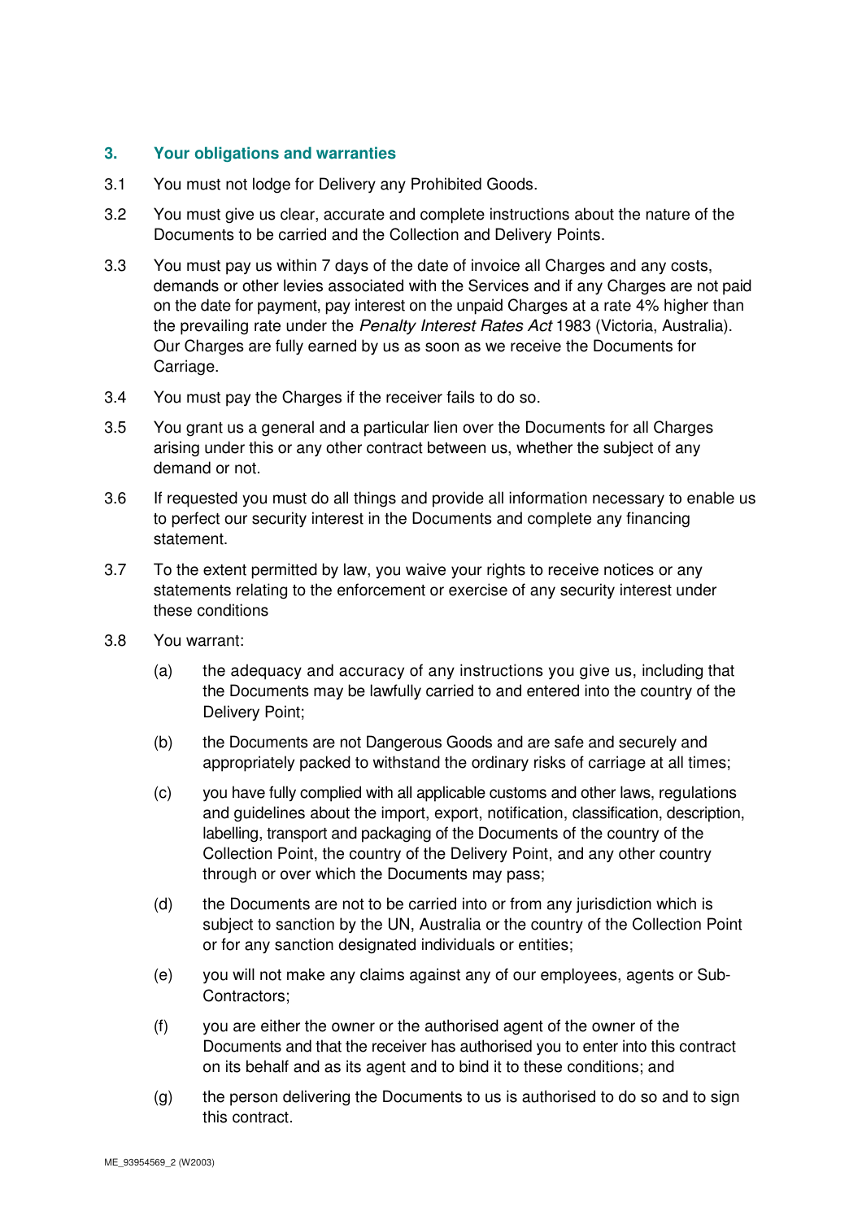## 3. Your obligations and warranties

3.1 You must not lodge for Delivery any Prohibited Goods.

3.2 You must give us clear, accurate and complete instructions about the nature of the Documents to be carried and the Collection and Delivery Points.

3.3 You must pay us within 7 days of the date of invoice all Charges and any costs, demands or other levies associated with the Services and if any Charges are not paid on the date for payment, pay interest on the unpaid Charges at a rate 4% higher than the prevailing rate under the *Penalty Interest Rates Act* 1983 (Victoria, Australia). Our Charges are fully earned by us as soon as we receive the Documents for Carriage.

3.4 You must pay the Charges if the receiver fails to do so.

3.5 You grant us a general and a particular lien over the Documents for all Charges arising under this or any other contract between us, whether the subject of any demand or not.

3.6 If requested you must do all things and provide all information necessary to enable us to perfect our security interest in the Documents and complete any financing statement.

3.7 To the extent permitted by law, you waive your rights to receive notices or any statements relating to the enforcement or exercise of any security interest under these conditions

3.8 You warrant:

(a) the adequacy and accuracy of any instructions you give us, including that the Documents may be lawfully carried to and entered into the country of the Delivery Point;

(b) the Documents are not Dangerous Goods and are safe and securely and appropriately packed to withstand the ordinary risks of carriage at all times;

(c) you have fully complied with all applicable customs and other laws, regulations and guidelines about the import, export, notification, classification, description, labelling, transport and packaging of the Documents of the country of the Collection Point, the country of the Delivery Point, and any other country through or over which the Documents may pass;

(d) the Documents are not to be carried into or from any jurisdiction which is subject to sanction by the UN, Australia or the country of the Collection Point or for any sanction designated individuals or entities;

(e) you will not make any claims against any of our employees, agents or Sub-Contractors;

(f) you are either the owner or the authorised agent of the owner of the Documents and that the receiver has authorised you to enter into this contract on its behalf and as its agent and to bind it to these conditions; and

(g) the person delivering the Documents to us is authorised to do so and to sign this contract.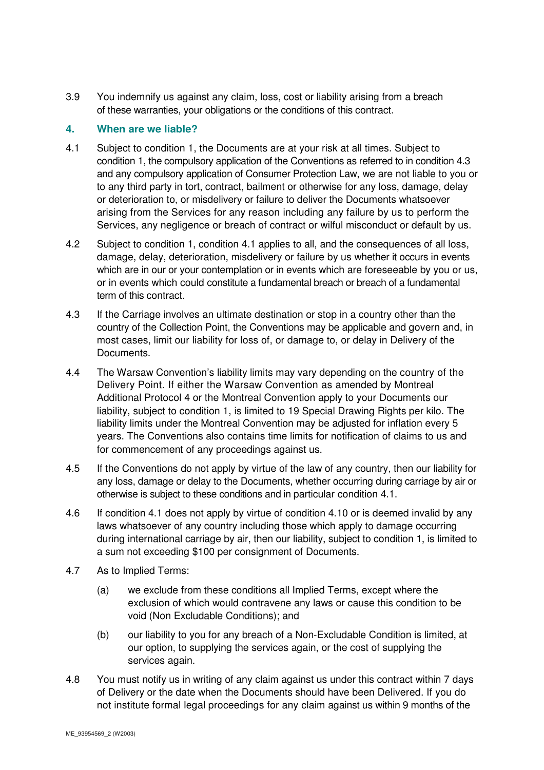3.9 You indemnify us against any claim, loss, cost or liability arising from a breach of these warranties, your obligations or the conditions of this contract.

## 4. When are we liable?

4.1 Subject to condition 1, the Documents are at your risk at all times. Subject to condition 1, the compulsory application of the Conventions as referred to in condition 4.3 and any compulsory application of Consumer Protection Law, we are not liable to you or to any third party in tort, contract, bailment or otherwise for any loss, damage, delay or deterioration to, or misdelivery or failure to deliver the Documents whatsoever arising from the Services for any reason including any failure by us to perform the Services, any negligence or breach of contract or wilful misconduct or default by us.

4.2 Subject to condition 1, condition 4.1 applies to all, and the consequences of all loss, damage, delay, deterioration, misdelivery or failure by us whether it occurs in events which are in our or your contemplation or in events which are foreseeable by you or us, or in events which could constitute a fundamental breach or breach of a fundamental term of this contract.

4.3 If the Carriage involves an ultimate destination or stop in a country other than the country of the Collection Point, the Conventions may be applicable and govern and, in most cases, limit our liability for loss of, or damage to, or delay in Delivery of the Documents.

4.4 The Warsaw Convention's liability limits may vary depending on the country of the Delivery Point. If either the Warsaw Convention as amended by Montreal Additional Protocol 4 or the Montreal Convention apply to your Documents our liability, subject to condition 1, is limited to 19 Special Drawing Rights per kilo. The liability limits under the Montreal Convention may be adjusted for inflation every 5 years. The Conventions also contains time limits for notification of claims to us and for commencement of any proceedings against us.

4.5 If the Conventions do not apply by virtue of the law of any country, then our liability for any loss, damage or delay to the Documents, whether occurring during carriage by air or otherwise is subject to these conditions and in particular condition 4.1.

4.6 If condition 4.1 does not apply by virtue of condition 4.10 or is deemed invalid by any laws whatsoever of any country including those which apply to damage occurring during international carriage by air, then our liability, subject to condition 1, is limited to a sum not exceeding $100 per consignment of Documents.

4.7 As to Implied Terms:

(a) we exclude from these conditions all Implied Terms, except where the exclusion of which would contravene any laws or cause this condition to be void (Non Excludable Conditions); and

(b) our liability to you for any breach of a Non-Excludable Condition is limited, at our option, to supplying the services again, or the cost of supplying the services again.

4.8 You must notify us in writing of any claim against us under this contract within 7 days of Delivery or the date when the Documents should have been Delivered. If you do not institute formal legal proceedings for any claim against us within 9 months of the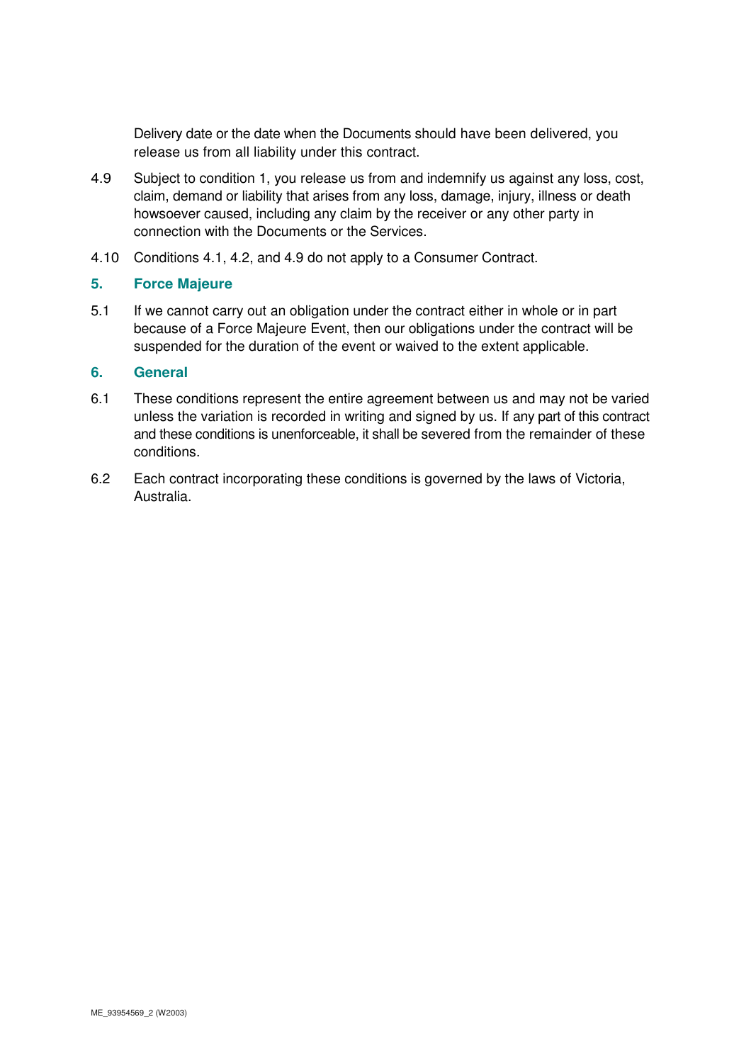Delivery date or the date when the Documents should have been delivered, you release us from all liability under this contract.

4.9 Subject to condition 1, you release us from and indemnify us against any loss, cost, claim, demand or liability that arises from any loss, damage, injury, illness or death howsoever caused, including any claim by the receiver or any other party in connection with the Documents or the Services.

4.10 Conditions 4.1, 4.2, and 4.9 do not apply to a Consumer Contract.

## 5. Force Majeure

5.1 If we cannot carry out an obligation under the contract either in whole or in part because of a Force Majeure Event, then our obligations under the contract will be suspended for the duration of the event or waived to the extent applicable.

## 6. General

6.1 These conditions represent the entire agreement between us and may not be varied unless the variation is recorded in writing and signed by us. If any part of this contract and these conditions is unenforceable, it shall be severed from the remainder of these conditions.

6.2 Each contract incorporating these conditions is governed by the laws of Victoria, Australia.